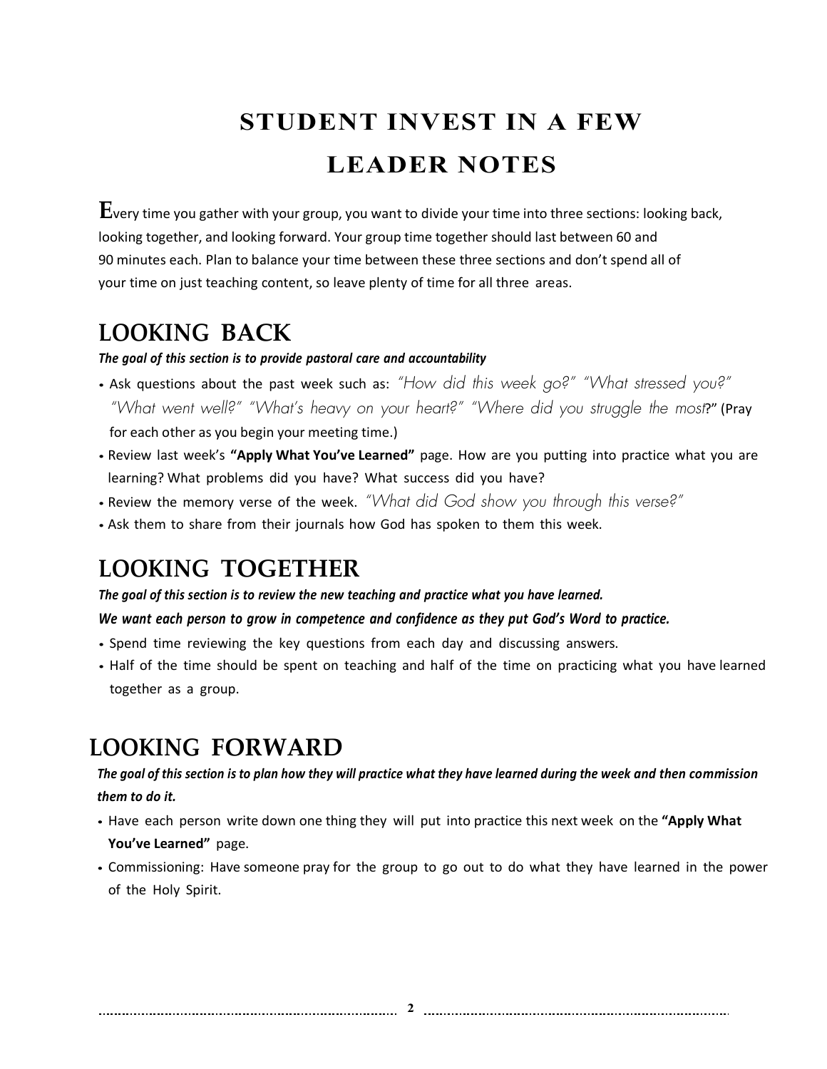# STUDENT INVEST IN A FEW LEADER NOTES

Every time you gather with your group, you want to divide your time into three sections: looking back, looking together, and looking forward. Your group time together should last between 60 and 90 minutes each. Plan to balance your time between these three sections and don't spend all of your time on just teaching content, so leave plenty of time for all three areas.

## LOOKING BACK

***The goal of this section is to provide pastoral care and accountability***

- Ask questions about the past week such as: *"How did this week go?" "What stressed you?" "What went well?" "What's heavy on your heart?" "Where did you struggle the most?"* (Pray for each other as you begin your meeting time.)
- Review last week's **"Apply What You've Learned"** page. How are you putting into practice what you are learning? What problems did you have? What success did you have?
- Review the memory verse of the week. *"What did God show you through this verse?"*
- Ask them to share from their journals how God has spoken to them this week.

## LOOKING TOGETHER

***The goal of this section is to review the new teaching and practice what you have learned.***

***We want each person to grow in competence and confidence as they put God's Word to practice.***

- Spend time reviewing the key questions from each day and discussing answers.
- Half of the time should be spent on teaching and half of the time on practicing what you have learned together as a group.

## LOOKING FORWARD

***The goal of this section is to plan how they will practice what they have learned during the week and then commission them to do it.***

- Have each person write down one thing they will put into practice this next week on the **"Apply What You've Learned"** page.
- Commissioning: Have someone pray for the group to go out to do what they have learned in the power of the Holy Spirit.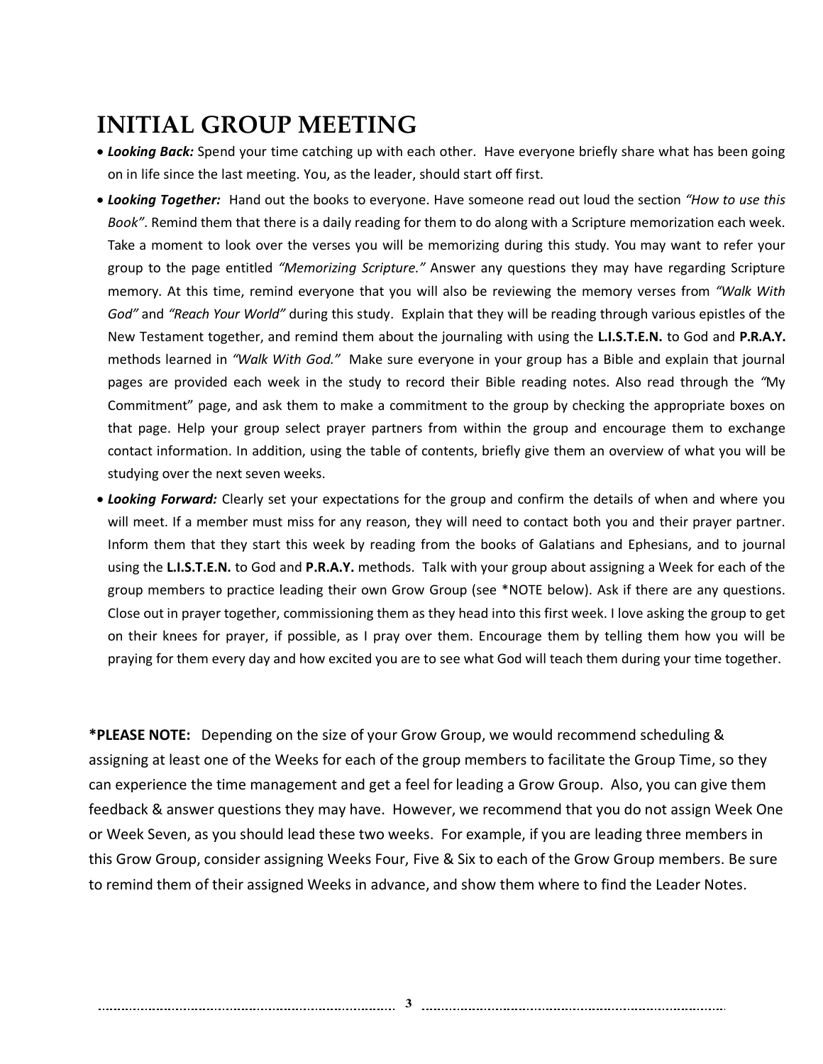# INITIAL GROUP MEETING

- ***Looking Back:*** Spend your time catching up with each other. Have everyone briefly share what has been going on in life since the last meeting. You, as the leader, should start off first.
- ***Looking Together:*** Hand out the books to everyone. Have someone read out loud the section *"How to use this Book"*. Remind them that there is a daily reading for them to do along with a Scripture memorization each week. Take a moment to look over the verses you will be memorizing during this study. You may want to refer your group to the page entitled *"Memorizing Scripture."* Answer any questions they may have regarding Scripture memory. At this time, remind everyone that you will also be reviewing the memory verses from *"Walk With God"* and *"Reach Your World"* during this study. Explain that they will be reading through various epistles of the New Testament together, and remind them about the journaling with using the **L.I.S.T.E.N.** to God and **P.R.A.Y.** methods learned in *"Walk With God."* Make sure everyone in your group has a Bible and explain that journal pages are provided each week in the study to record their Bible reading notes. Also read through the "My Commitment" page, and ask them to make a commitment to the group by checking the appropriate boxes on that page. Help your group select prayer partners from within the group and encourage them to exchange contact information. In addition, using the table of contents, briefly give them an overview of what you will be studying over the next seven weeks.
- ***Looking Forward:*** Clearly set your expectations for the group and confirm the details of when and where you will meet. If a member must miss for any reason, they will need to contact both you and their prayer partner. Inform them that they start this week by reading from the books of Galatians and Ephesians, and to journal using the **L.I.S.T.E.N.** to God and **P.R.A.Y.** methods. Talk with your group about assigning a Week for each of the group members to practice leading their own Grow Group (see *NOTE below). Ask if there are any questions. Close out in prayer together, commissioning them as they head into this first week. I love asking the group to get on their knees for prayer, if possible, as I pray over them. Encourage them by telling them how you will be praying for them every day and how excited you are to see what God will teach them during your time together.

**\*PLEASE NOTE:** Depending on the size of your Grow Group, we would recommend scheduling & assigning at least one of the Weeks for each of the group members to facilitate the Group Time, so they can experience the time management and get a feel for leading a Grow Group. Also, you can give them feedback & answer questions they may have. However, we recommend that you do not assign Week One or Week Seven, as you should lead these two weeks. For example, if you are leading three members in this Grow Group, consider assigning Weeks Four, Five & Six to each of the Grow Group members. Be sure to remind them of their assigned Weeks in advance, and show them where to find the Leader Notes.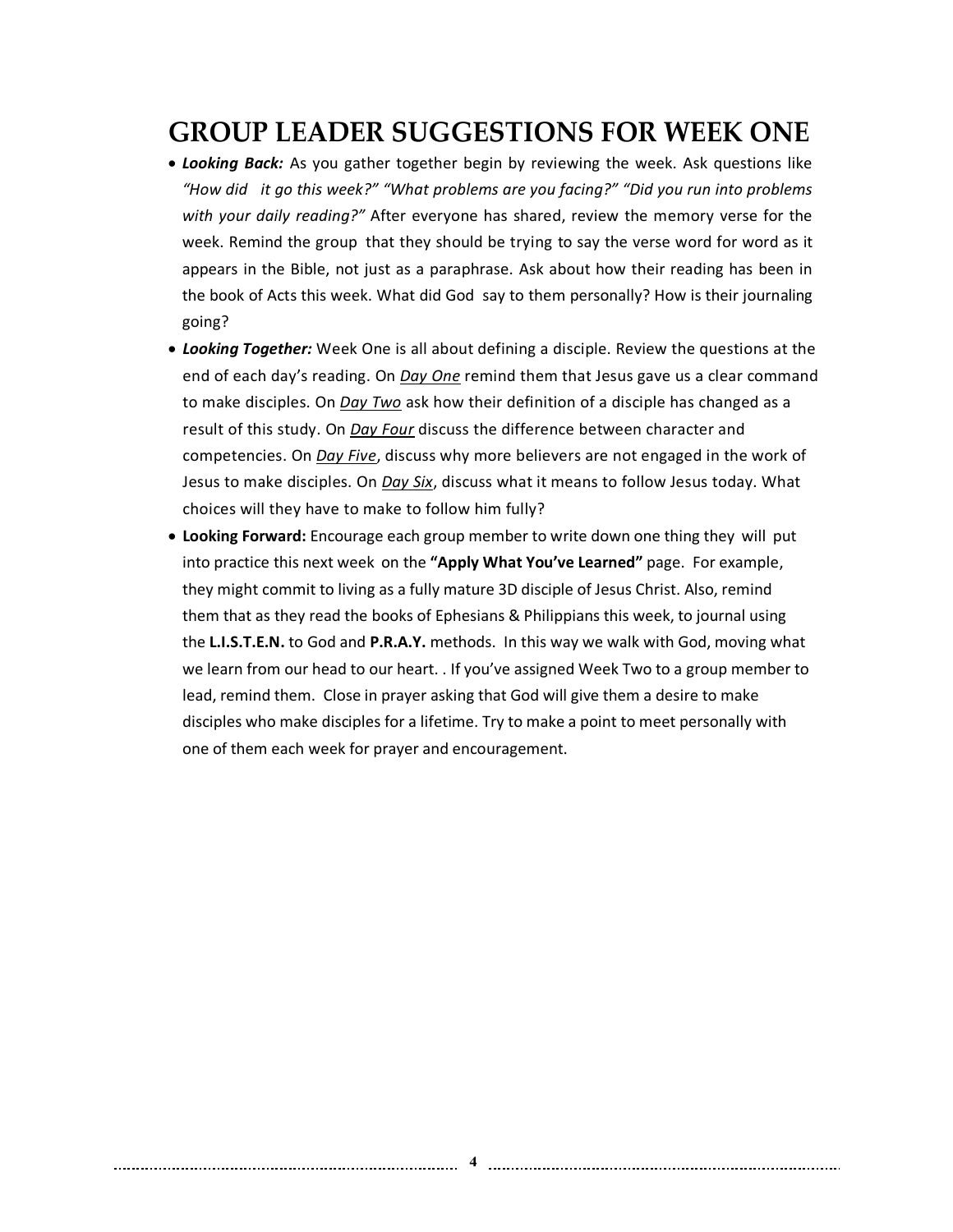# GROUP LEADER SUGGESTIONS FOR WEEK ONE

- ***Looking Back:*** As you gather together begin by reviewing the week. Ask questions like *"How did it go this week?" "What problems are you facing?" "Did you run into problems with your daily reading?"* After everyone has shared, review the memory verse for the week. Remind the group that they should be trying to say the verse word for word as it appears in the Bible, not just as a paraphrase. Ask about how their reading has been in the book of Acts this week. What did God say to them personally? How is their journaling going?
- ***Looking Together:*** Week One is all about defining a disciple. Review the questions at the end of each day's reading. On ***Day One*** remind them that Jesus gave us a clear command to make disciples. On ***Day Two*** ask how their definition of a disciple has changed as a result of this study. On ***Day Four*** discuss the difference between character and competencies. On ***Day Five***, discuss why more believers are not engaged in the work of Jesus to make disciples. On ***Day Six***, discuss what it means to follow Jesus today. What choices will they have to make to follow him fully?
- **Looking Forward:** Encourage each group member to write down one thing they will put into practice this next week on the **"Apply What You've Learned"** page. For example, they might commit to living as a fully mature 3D disciple of Jesus Christ. Also, remind them that as they read the books of Ephesians & Philippians this week, to journal using the **L.I.S.T.E.N.** to God and **P.R.A.Y.** methods. In this way we walk with God, moving what we learn from our head to our heart. . If you've assigned Week Two to a group member to lead, remind them. Close in prayer asking that God will give them a desire to make disciples who make disciples for a lifetime. Try to make a point to meet personally with one of them each week for prayer and encouragement.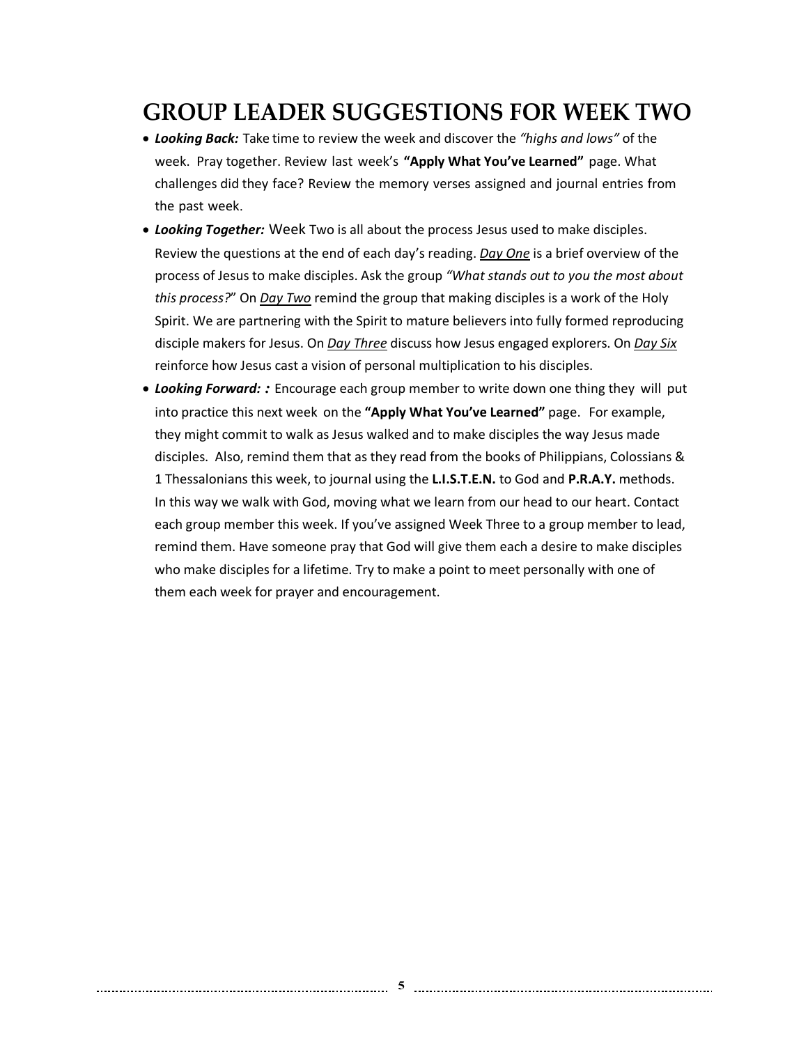# GROUP LEADER SUGGESTIONS FOR WEEK TWO

- ***Looking Back:*** Take time to review the week and discover the *"highs and lows"* of the week. Pray together. Review last week's **"Apply What You've Learned"** page. What challenges did they face? Review the memory verses assigned and journal entries from the past week.
- ***Looking Together:*** Week Two is all about the process Jesus used to make disciples. Review the questions at the end of each day's reading. ***Day One*** is a brief overview of the process of Jesus to make disciples. Ask the group *"What stands out to you the most about this process?*" On ***Day Two*** remind the group that making disciples is a work of the Holy Spirit. We are partnering with the Spirit to mature believers into fully formed reproducing disciple makers for Jesus. On ***Day Three*** discuss how Jesus engaged explorers. On ***Day Six*** reinforce how Jesus cast a vision of personal multiplication to his disciples.
- ***Looking Forward: :*** Encourage each group member to write down one thing they will put into practice this next week on the **"Apply What You've Learned"** page. For example, they might commit to walk as Jesus walked and to make disciples the way Jesus made disciples. Also, remind them that as they read from the books of Philippians, Colossians & 1 Thessalonians this week, to journal using the **L.I.S.T.E.N.** to God and **P.R.A.Y.** methods. In this way we walk with God, moving what we learn from our head to our heart. Contact each group member this week. If you've assigned Week Three to a group member to lead, remind them. Have someone pray that God will give them each a desire to make disciples who make disciples for a lifetime. Try to make a point to meet personally with one of them each week for prayer and encouragement.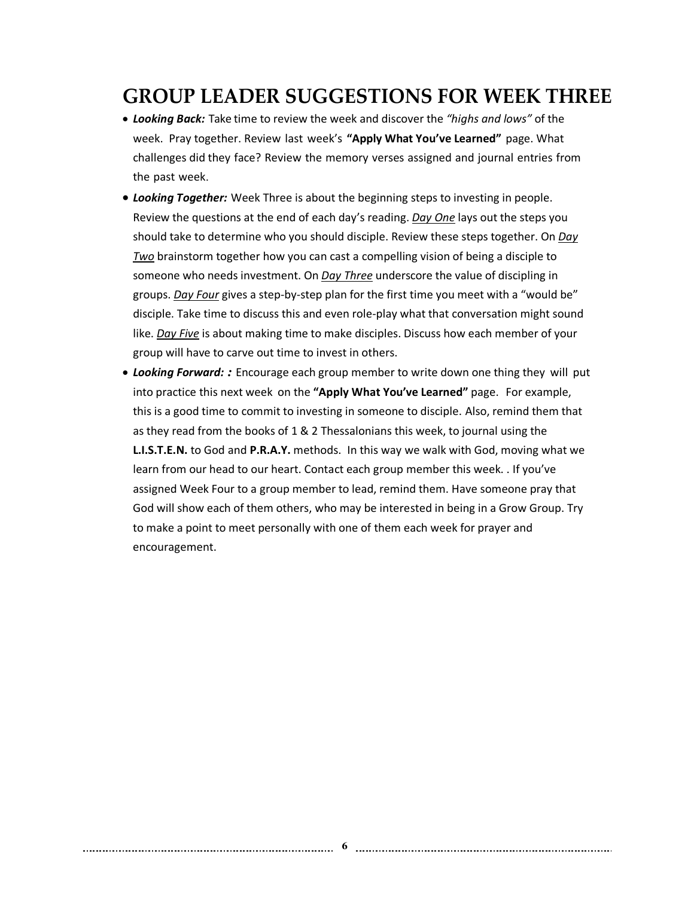# GROUP LEADER SUGGESTIONS FOR WEEK THREE

- ***Looking Back:*** Take time to review the week and discover the *"highs and lows"* of the week. Pray together. Review last week's **"Apply What You've Learned"** page. What challenges did they face? Review the memory verses assigned and journal entries from the past week.
- ***Looking Together:*** Week Three is about the beginning steps to investing in people. Review the questions at the end of each day's reading. *Day One* lays out the steps you should take to determine who you should disciple. Review these steps together. On *Day Two* brainstorm together how you can cast a compelling vision of being a disciple to someone who needs investment. On *Day Three* underscore the value of discipling in groups. *Day Four* gives a step-by-step plan for the first time you meet with a "would be" disciple. Take time to discuss this and even role-play what that conversation might sound like. *Day Five* is about making time to make disciples. Discuss how each member of your group will have to carve out time to invest in others.
- ***Looking Forward: :*** Encourage each group member to write down one thing they will put into practice this next week on the **"Apply What You've Learned"** page. For example, this is a good time to commit to investing in someone to disciple. Also, remind them that as they read from the books of 1 & 2 Thessalonians this week, to journal using the **L.I.S.T.E.N.** to God and **P.R.A.Y.** methods. In this way we walk with God, moving what we learn from our head to our heart. Contact each group member this week. . If you've assigned Week Four to a group member to lead, remind them. Have someone pray that God will show each of them others, who may be interested in being in a Grow Group. Try to make a point to meet personally with one of them each week for prayer and encouragement.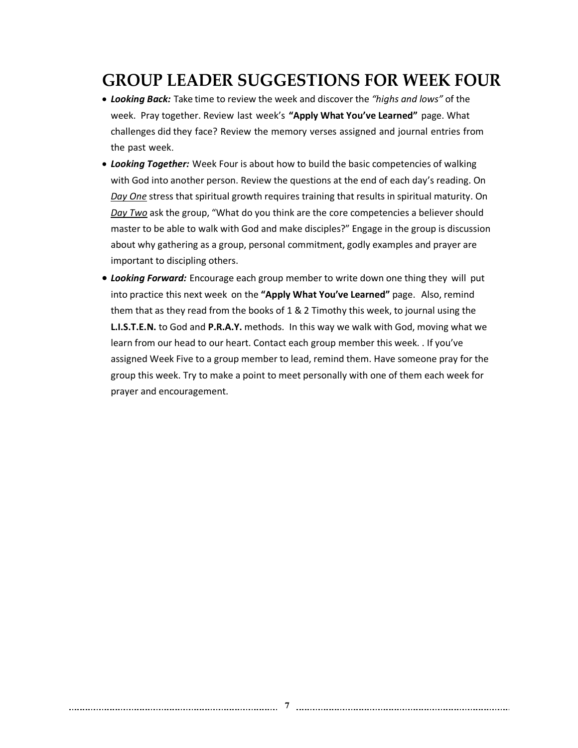# GROUP LEADER SUGGESTIONS FOR WEEK FOUR

- ***Looking Back:*** Take time to review the week and discover the *"highs and lows"* of the week. Pray together. Review last week's **"Apply What You've Learned"** page. What challenges did they face? Review the memory verses assigned and journal entries from the past week.
- ***Looking Together:*** Week Four is about how to build the basic competencies of walking with God into another person. Review the questions at the end of each day's reading. On *Day One* stress that spiritual growth requires training that results in spiritual maturity. On *Day Two* ask the group, "What do you think are the core competencies a believer should master to be able to walk with God and make disciples?" Engage in the group is discussion about why gathering as a group, personal commitment, godly examples and prayer are important to discipling others.
- ***Looking Forward:*** Encourage each group member to write down one thing they will put into practice this next week on the **"Apply What You've Learned"** page. Also, remind them that as they read from the books of 1 & 2 Timothy this week, to journal using the **L.I.S.T.E.N.** to God and **P.R.A.Y.** methods. In this way we walk with God, moving what we learn from our head to our heart. Contact each group member this week. . If you've assigned Week Five to a group member to lead, remind them. Have someone pray for the group this week. Try to make a point to meet personally with one of them each week for prayer and encouragement.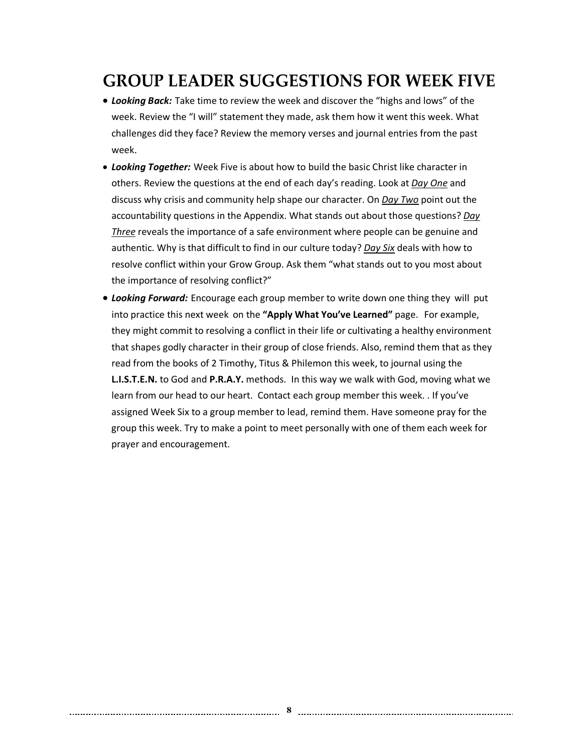# GROUP LEADER SUGGESTIONS FOR WEEK FIVE

- ***Looking Back:*** Take time to review the week and discover the "highs and lows" of the week. Review the "I will" statement they made, ask them how it went this week. What challenges did they face? Review the memory verses and journal entries from the past week.
- ***Looking Together:*** Week Five is about how to build the basic Christ like character in others. Review the questions at the end of each day's reading. Look at *Day One* and discuss why crisis and community help shape our character. On *Day Two* point out the accountability questions in the Appendix. What stands out about those questions? *Day Three* reveals the importance of a safe environment where people can be genuine and authentic. Why is that difficult to find in our culture today? *Day Six* deals with how to resolve conflict within your Grow Group. Ask them "what stands out to you most about the importance of resolving conflict?"
- ***Looking Forward:*** Encourage each group member to write down one thing they will put into practice this next week on the **"Apply What You've Learned"** page. For example, they might commit to resolving a conflict in their life or cultivating a healthy environment that shapes godly character in their group of close friends. Also, remind them that as they read from the books of 2 Timothy, Titus & Philemon this week, to journal using the **L.I.S.T.E.N.** to God and **P.R.A.Y.** methods. In this way we walk with God, moving what we learn from our head to our heart. Contact each group member this week. . If you've assigned Week Six to a group member to lead, remind them. Have someone pray for the group this week. Try to make a point to meet personally with one of them each week for prayer and encouragement.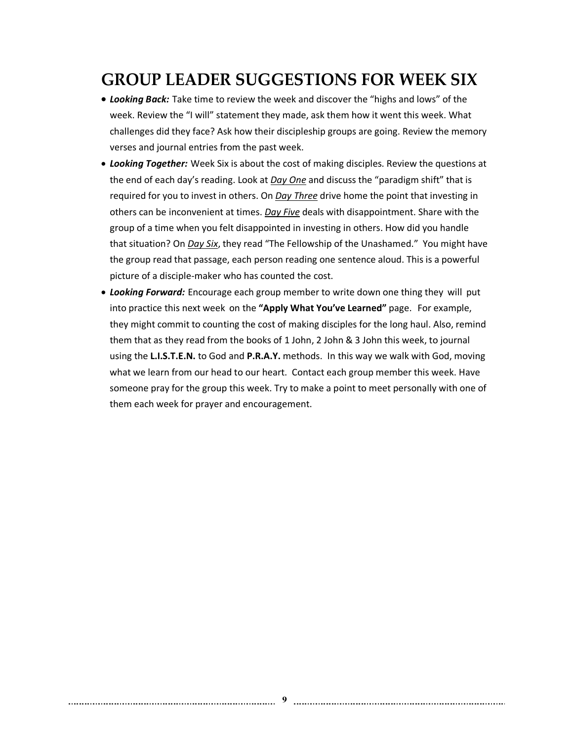# GROUP LEADER SUGGESTIONS FOR WEEK SIX

- ***Looking Back:*** Take time to review the week and discover the "highs and lows" of the week. Review the "I will" statement they made, ask them how it went this week. What challenges did they face? Ask how their discipleship groups are going. Review the memory verses and journal entries from the past week.
- ***Looking Together:*** Week Six is about the cost of making disciples. Review the questions at the end of each day's reading. Look at *Day One* and discuss the "paradigm shift" that is required for you to invest in others. On *Day Three* drive home the point that investing in others can be inconvenient at times. *Day Five* deals with disappointment. Share with the group of a time when you felt disappointed in investing in others. How did you handle that situation? On *Day Six*, they read "The Fellowship of the Unashamed." You might have the group read that passage, each person reading one sentence aloud. This is a powerful picture of a disciple-maker who has counted the cost.
- ***Looking Forward:*** Encourage each group member to write down one thing they will put into practice this next week on the **"Apply What You've Learned"** page. For example, they might commit to counting the cost of making disciples for the long haul. Also, remind them that as they read from the books of 1 John, 2 John & 3 John this week, to journal using the **L.I.S.T.E.N.** to God and **P.R.A.Y.** methods. In this way we walk with God, moving what we learn from our head to our heart. Contact each group member this week. Have someone pray for the group this week. Try to make a point to meet personally with one of them each week for prayer and encouragement.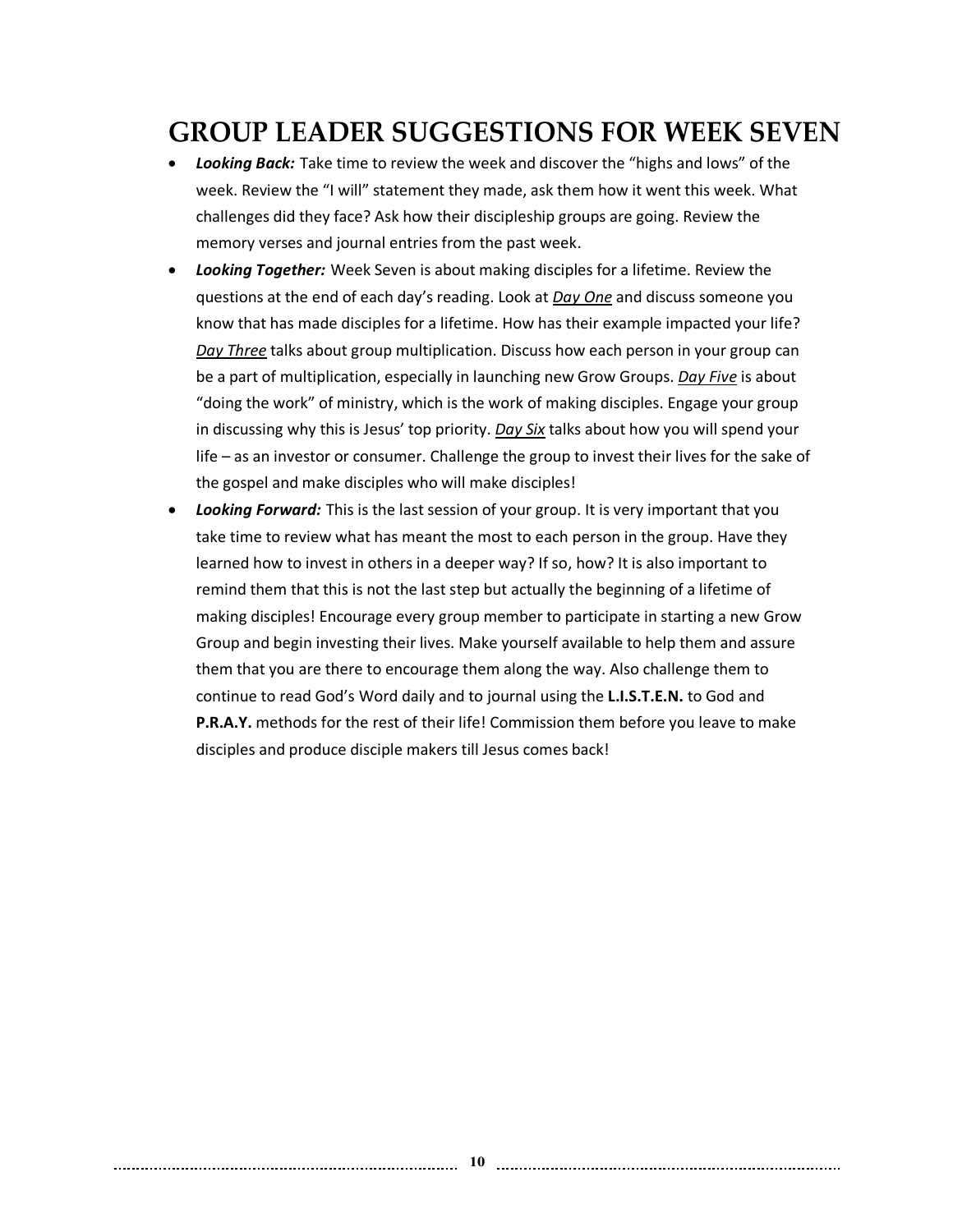# GROUP LEADER SUGGESTIONS FOR WEEK SEVEN

- ***Looking Back:*** Take time to review the week and discover the "highs and lows" of the week. Review the "I will" statement they made, ask them how it went this week. What challenges did they face? Ask how their discipleship groups are going. Review the memory verses and journal entries from the past week.
- ***Looking Together:*** Week Seven is about making disciples for a lifetime. Review the questions at the end of each day's reading. Look at *Day One* and discuss someone you know that has made disciples for a lifetime. How has their example impacted your life? *Day Three* talks about group multiplication. Discuss how each person in your group can be a part of multiplication, especially in launching new Grow Groups. *Day Five* is about "doing the work" of ministry, which is the work of making disciples. Engage your group in discussing why this is Jesus' top priority. *Day Six* talks about how you will spend your life – as an investor or consumer. Challenge the group to invest their lives for the sake of the gospel and make disciples who will make disciples!
- ***Looking Forward:*** This is the last session of your group. It is very important that you take time to review what has meant the most to each person in the group. Have they learned how to invest in others in a deeper way? If so, how? It is also important to remind them that this is not the last step but actually the beginning of a lifetime of making disciples! Encourage every group member to participate in starting a new Grow Group and begin investing their lives. Make yourself available to help them and assure them that you are there to encourage them along the way. Also challenge them to continue to read God's Word daily and to journal using the **L.I.S.T.E.N.** to God and **P.R.A.Y.** methods for the rest of their life! Commission them before you leave to make disciples and produce disciple makers till Jesus comes back!